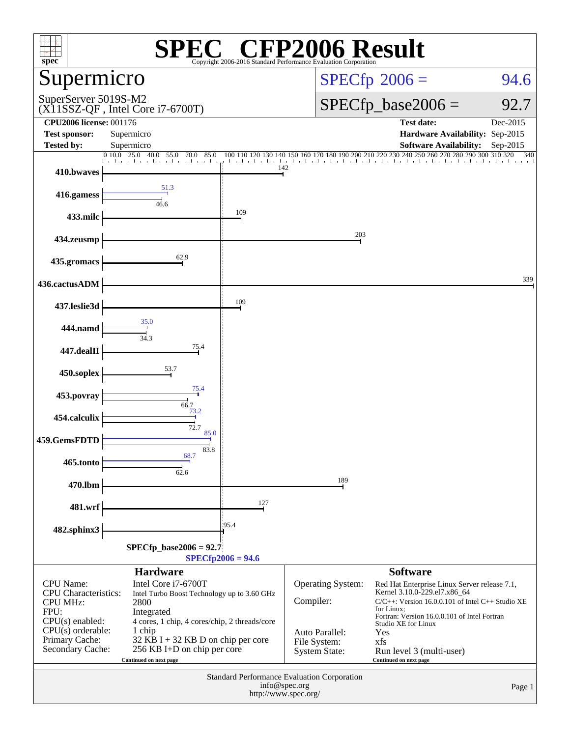# SPEC CFP2006 Result

Copyright 2006-2016 Standard Performance Evaluation Corporation

## Supermicro

SuperServer 5019S-M2
(X11SSZ-QF , Intel Core i7-6700T)

**SPECfp 2006 = 94.6**

**SPECfp_base2006 = 92.7**

| | | | |
|---|---|---|---|
| **CPU2006 license:** 001176 | | **Test date:** | Dec-2015 |
| **Test sponsor:** | Supermicro | **Hardware Availability:** | Sep-2015 |
| **Tested by:** | Supermicro | **Software Availability:** | Sep-2015 |

| Benchmark | Peak | Base |
|---|---|---|
| 410.bwaves | | 142 |
| 416.gamess | 51.3 | 46.6 |
| 433.milc | | 109 |
| 434.zeusmp | | 203 |
| 435.gromacs | | 62.9 |
| 436.cactusADM | | 339 |
| 437.leslie3d | | 109 |
| 444.namd | 35.0 | 34.3 |
| 447.dealII | | 75.4 |
| 450.soplex | | 53.7 |
| 453.povray | 75.4 | 66.7 |
| 454.calculix | 73.2 | 72.7 |
| 459.GemsFDTD | 85.0 | 83.8 |
| 465.tonto | 68.7 | 62.6 |
| 470.lbm | | 189 |
| 481.wrf | | 127 |
| 482.sphinx3 | | 95.4 |

SPECfp_base2006 = 92.7
SPECfp2006 = 94.6

### Hardware

| | |
|---|---|
| CPU Name: | Intel Core i7-6700T |
| CPU Characteristics: | Intel Turbo Boost Technology up to 3.60 GHz |
| CPU MHz: | 2800 |
| FPU: | Integrated |
| CPU(s) enabled: | 4 cores, 1 chip, 4 cores/chip, 2 threads/core |
| CPU(s) orderable: | 1 chip |
| Primary Cache: | 32 KB I + 32 KB D on chip per core |
| Secondary Cache: | 256 KB I+D on chip per core |

Continued on next page

### Software

| | |
|---|---|
| Operating System: | Red Hat Enterprise Linux Server release 7.1, Kernel 3.10.0-229.el7.x86_64 |
| Compiler: | C/C++: Version 16.0.0.101 of Intel C++ Studio XE for Linux; Fortran: Version 16.0.0.101 of Intel Fortran Studio XE for Linux |
| Auto Parallel: | Yes |
| File System: | xfs |
| System State: | Run level 3 (multi-user) |

Continued on next page

Standard Performance Evaluation Corporation
info@spec.org
http://www.spec.org/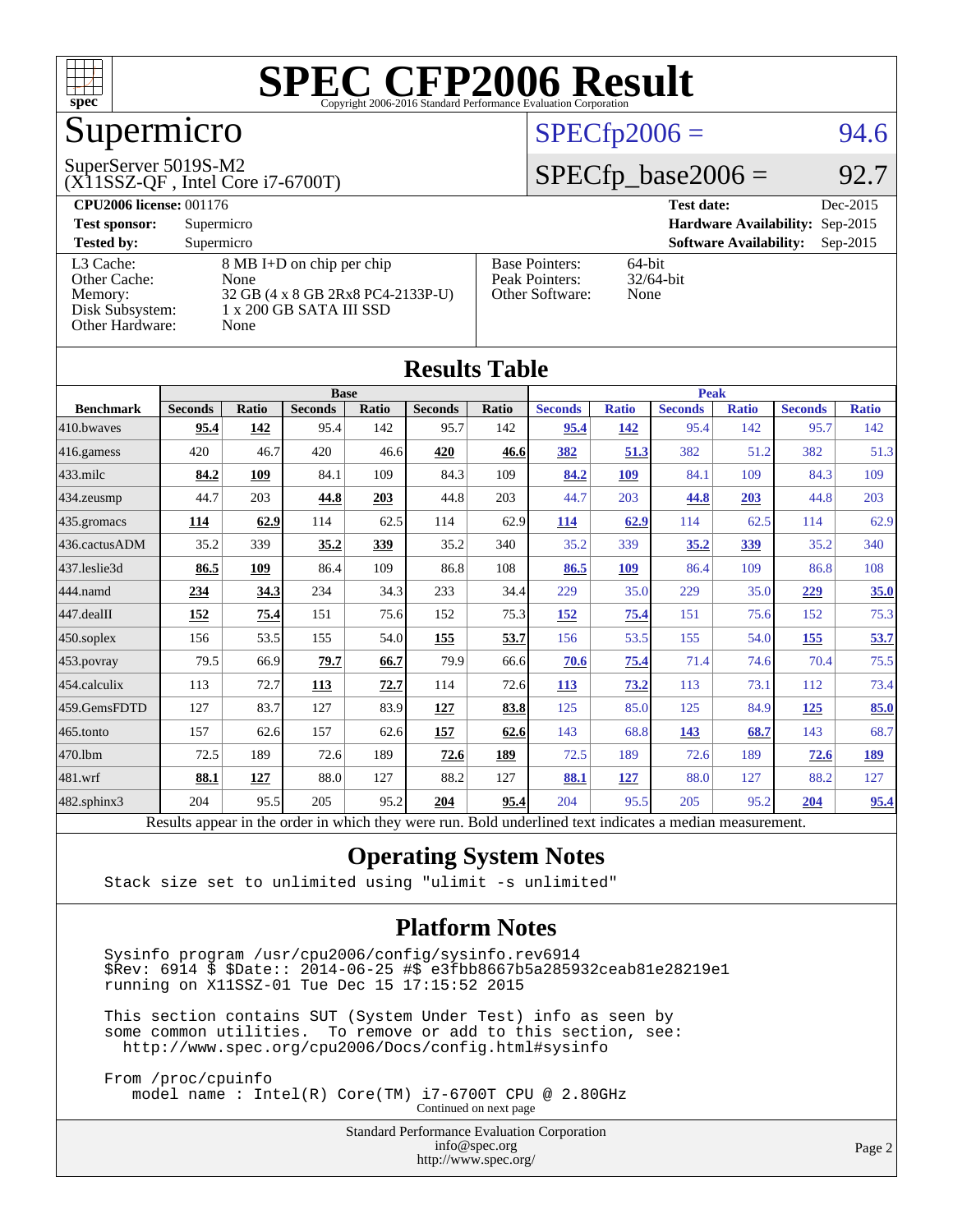# SPEC CFP2006 Result

Copyright 2006-2016 Standard Performance Evaluation Corporation

## Supermicro

SuperServer 5019S-M2
(X11SSZ-QF , Intel Core i7-6700T)

SPECfp2006 = 94.6

SPECfp_base2006 = 92.7

| | | | |
|---|---|---|---|
| **CPU2006 license:** 001176 | | **Test date:** | Dec-2015 |
| **Test sponsor:** | Supermicro | **Hardware Availability:** | Sep-2015 |
| **Tested by:** | Supermicro | **Software Availability:** | Sep-2015 |

| | |
|---|---|
| L3 Cache: | 8 MB I+D on chip per chip |
| Other Cache: | None |
| Memory: | 32 GB (4 x 8 GB 2Rx8 PC4-2133P-U) |
| Disk Subsystem: | 1 x 200 GB SATA III SSD |
| Other Hardware: | None |

| | |
|---|---|
| Base Pointers: | 64-bit |
| Peak Pointers: | 32/64-bit |
| Other Software: | None |

## Results Table

| | Base | | | | | | Peak | | | | | |
|---|---|---|---|---|---|---|---|---|---|---|---|---|
| **Benchmark** | **Seconds** | **Ratio** | **Seconds** | **Ratio** | **Seconds** | **Ratio** | **Seconds** | **Ratio** | **Seconds** | **Ratio** | **Seconds** | **Ratio** |
| 410.bwaves | **95.4** | **142** | 95.4 | 142 | 95.7 | 142 | **95.4** | **142** | 95.4 | 142 | 95.7 | 142 |
| 416.gamess | 420 | 46.7 | 420 | 46.6 | **420** | **46.6** | **382** | **51.3** | 382 | 51.2 | 382 | 51.3 |
| 433.milc | **84.2** | **109** | 84.1 | 109 | 84.3 | 109 | **84.2** | **109** | 84.1 | 109 | 84.3 | 109 |
| 434.zeusmp | 44.7 | 203 | **44.8** | **203** | 44.8 | 203 | 44.7 | 203 | **44.8** | **203** | 44.8 | 203 |
| 435.gromacs | **114** | **62.9** | 114 | 62.5 | 114 | 62.9 | **114** | **62.9** | 114 | 62.5 | 114 | 62.9 |
| 436.cactusADM | 35.2 | 339 | **35.2** | **339** | 35.2 | 340 | 35.2 | 339 | **35.2** | **339** | 35.2 | 340 |
| 437.leslie3d | **86.5** | **109** | 86.4 | 109 | 86.8 | 108 | **86.5** | **109** | 86.4 | 109 | 86.8 | 108 |
| 444.namd | **234** | **34.3** | 234 | 34.3 | 233 | 34.4 | 229 | 35.0 | 229 | 35.0 | **229** | **35.0** |
| 447.dealII | **152** | **75.4** | 151 | 75.6 | 152 | 75.3 | **152** | **75.4** | 151 | 75.6 | 152 | 75.3 |
| 450.soplex | 156 | 53.5 | 155 | 54.0 | **155** | **53.7** | 156 | 53.5 | 155 | 54.0 | **155** | **53.7** |
| 453.povray | 79.5 | 66.9 | **79.7** | **66.7** | 79.9 | 66.6 | **70.6** | **75.4** | 71.4 | 74.6 | 70.4 | 75.5 |
| 454.calculix | 113 | 72.7 | **113** | **72.7** | 114 | 72.6 | **113** | **73.2** | 113 | 73.1 | 112 | 73.4 |
| 459.GemsFDTD | 127 | 83.7 | 127 | 83.9 | **127** | **83.8** | 125 | 85.0 | 125 | 84.9 | **125** | **85.0** |
| 465.tonto | 157 | 62.6 | 157 | 62.6 | **157** | **62.6** | 143 | 68.8 | **143** | **68.7** | 143 | 68.7 |
| 470.lbm | 72.5 | 189 | 72.6 | 189 | **72.6** | **189** | 72.5 | 189 | 72.6 | 189 | **72.6** | **189** |
| 481.wrf | **88.1** | **127** | 88.0 | 127 | 88.2 | 127 | **88.1** | **127** | 88.0 | 127 | 88.2 | 127 |
| 482.sphinx3 | 204 | 95.5 | 205 | 95.2 | **204** | **95.4** | 204 | 95.5 | 205 | 95.2 | **204** | **95.4** |

Results appear in the order in which they were run. Bold underlined text indicates a median measurement.

## Operating System Notes

```
Stack size set to unlimited using "ulimit -s unlimited"
```

## Platform Notes

```
Sysinfo program /usr/cpu2006/config/sysinfo.rev6914
$Rev: 6914 $ $Date:: 2014-06-25 #$ e3fbb8667b5a285932ceab81e28219e1
running on X11SSZ-01 Tue Dec 15 17:15:52 2015

This section contains SUT (System Under Test) info as seen by
some common utilities.  To remove or add to this section, see:
  http://www.spec.org/cpu2006/Docs/config.html#sysinfo

From /proc/cpuinfo
   model name : Intel(R) Core(TM) i7-6700T CPU @ 2.80GHz
```

Continued on next page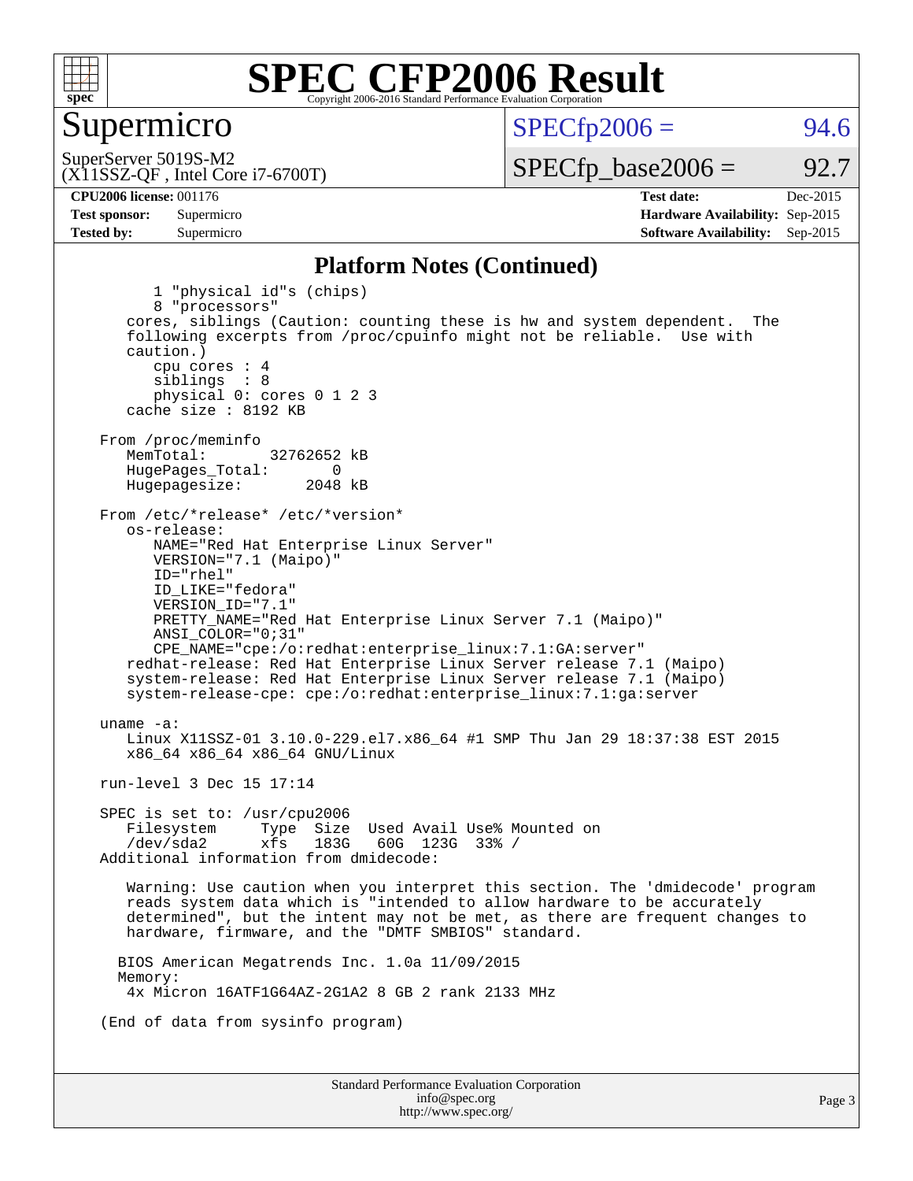# SPEC CFP2006 Result

Copyright 2006-2016 Standard Performance Evaluation Corporation

## Supermicro

SuperServer 5019S-M2
(X11SSZ-QF , Intel Core i7-6700T)

SPECfp2006 = 94.6

SPECfp_base2006 = 92.7

| | | | |
|---|---|---|---|
| **CPU2006 license:** 001176 | | **Test date:** | Dec-2015 |
| **Test sponsor:** | Supermicro | **Hardware Availability:** | Sep-2015 |
| **Tested by:** | Supermicro | **Software Availability:** | Sep-2015 |

### Platform Notes (Continued)

```
        1 "physical id"s (chips)
        8 "processors"
     cores, siblings (Caution: counting these is hw and system dependent.  The
     following excerpts from /proc/cpuinfo might not be reliable.  Use with
     caution.)
        cpu cores : 4
        siblings  : 8
        physical 0: cores 0 1 2 3
     cache size : 8192 KB

  From /proc/meminfo
     MemTotal:       32762652 kB
     HugePages_Total:       0
     Hugepagesize:       2048 kB

  From /etc/*release* /etc/*version*
     os-release:
        NAME="Red Hat Enterprise Linux Server"
        VERSION="7.1 (Maipo)"
        ID="rhel"
        ID_LIKE="fedora"
        VERSION_ID="7.1"
        PRETTY_NAME="Red Hat Enterprise Linux Server 7.1 (Maipo)"
        ANSI_COLOR="0;31"
        CPE_NAME="cpe:/o:redhat:enterprise_linux:7.1:GA:server"
     redhat-release: Red Hat Enterprise Linux Server release 7.1 (Maipo)
     system-release: Red Hat Enterprise Linux Server release 7.1 (Maipo)
     system-release-cpe: cpe:/o:redhat:enterprise_linux:7.1:ga:server

  uname -a:
     Linux X11SSZ-01 3.10.0-229.el7.x86_64 #1 SMP Thu Jan 29 18:37:38 EST 2015
     x86_64 x86_64 x86_64 GNU/Linux

  run-level 3 Dec 15 17:14

  SPEC is set to: /usr/cpu2006
     Filesystem     Type  Size  Used Avail Use% Mounted on
     /dev/sda2      xfs   183G   60G  123G  33% /
  Additional information from dmidecode:

     Warning: Use caution when you interpret this section. The 'dmidecode' program
     reads system data which is "intended to allow hardware to be accurately
     determined", but the intent may not be met, as there are frequent changes to
     hardware, firmware, and the "DMTF SMBIOS" standard.

    BIOS American Megatrends Inc. 1.0a 11/09/2015
    Memory:
     4x Micron 16ATF1G64AZ-2G1A2 8 GB 2 rank 2133 MHz

  (End of data from sysinfo program)
```

Standard Performance Evaluation Corporation
info@spec.org
http://www.spec.org/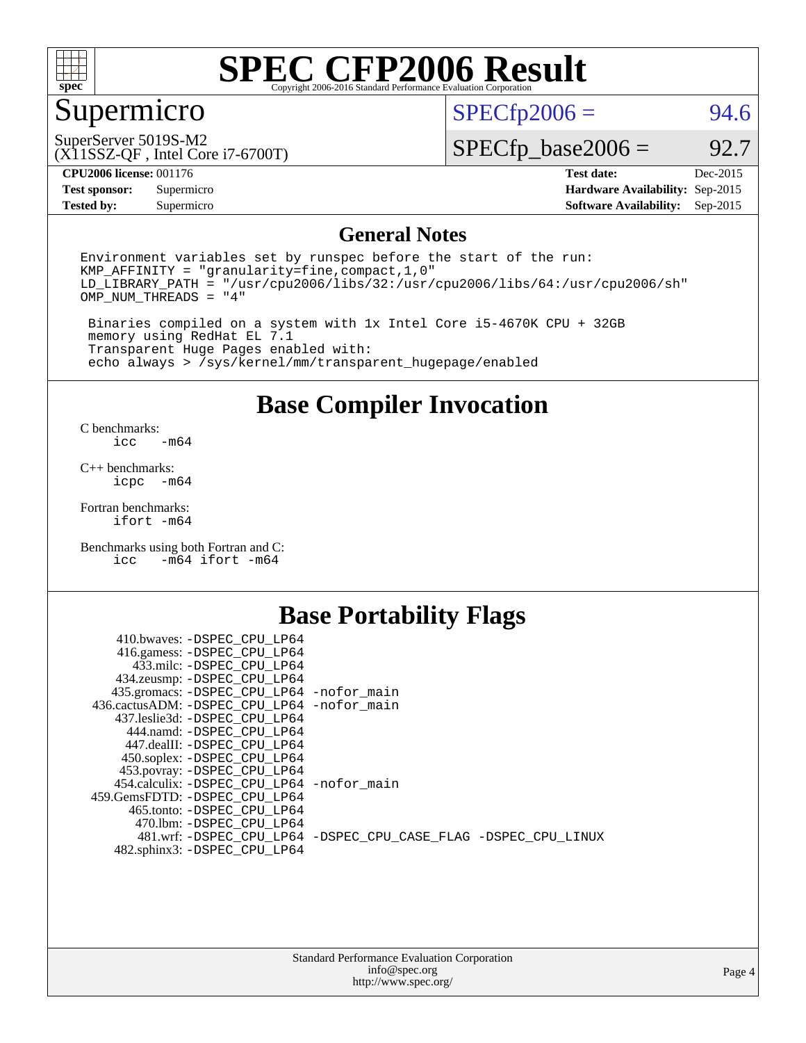# SPEC CFP2006 Result

Copyright 2006-2016 Standard Performance Evaluation Corporation

## Supermicro

SuperServer 5019S-M2
(X11SSZ-QF , Intel Core i7-6700T)

SPECfp2006 = 94.6

SPECfp_base2006 = 92.7

| | | | |
|---|---|---|---|
| **CPU2006 license:** 001176 | | **Test date:** | Dec-2015 |
| **Test sponsor:** | Supermicro | **Hardware Availability:** | Sep-2015 |
| **Tested by:** | Supermicro | **Software Availability:** | Sep-2015 |

## General Notes

```
Environment variables set by runspec before the start of the run:
KMP_AFFINITY = "granularity=fine,compact,1,0"
LD_LIBRARY_PATH = "/usr/cpu2006/libs/32:/usr/cpu2006/libs/64:/usr/cpu2006/sh"
OMP_NUM_THREADS = "4"

 Binaries compiled on a system with 1x Intel Core i5-4670K CPU + 32GB
 memory using RedHat EL 7.1
 Transparent Huge Pages enabled with:
 echo always > /sys/kernel/mm/transparent_hugepage/enabled
```

## Base Compiler Invocation

C benchmarks:
```
icc   -m64
```

C++ benchmarks:
```
icpc  -m64
```

Fortran benchmarks:
```
ifort -m64
```

Benchmarks using both Fortran and C:
```
icc   -m64 ifort -m64
```

## Base Portability Flags

```
     410.bwaves: -DSPEC_CPU_LP64
     416.gamess: -DSPEC_CPU_LP64
       433.milc: -DSPEC_CPU_LP64
     434.zeusmp: -DSPEC_CPU_LP64
    435.gromacs: -DSPEC_CPU_LP64 -nofor_main
 436.cactusADM: -DSPEC_CPU_LP64 -nofor_main
    437.leslie3d: -DSPEC_CPU_LP64
      444.namd: -DSPEC_CPU_LP64
     447.dealII: -DSPEC_CPU_LP64
     450.soplex: -DSPEC_CPU_LP64
     453.povray: -DSPEC_CPU_LP64
   454.calculix: -DSPEC_CPU_LP64 -nofor_main
  459.GemsFDTD: -DSPEC_CPU_LP64
      465.tonto: -DSPEC_CPU_LP64
        470.lbm: -DSPEC_CPU_LP64
        481.wrf: -DSPEC_CPU_LP64 -DSPEC_CPU_CASE_FLAG -DSPEC_CPU_LINUX
    482.sphinx3: -DSPEC_CPU_LP64
```

Standard Performance Evaluation Corporation
info@spec.org
http://www.spec.org/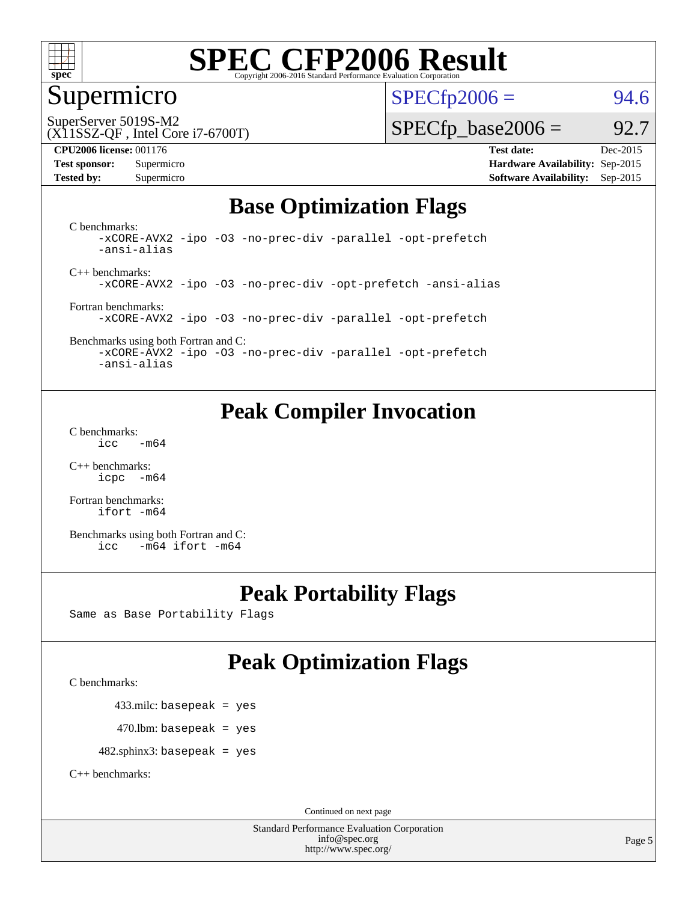# SPEC CFP2006 Result

Copyright 2006-2016 Standard Performance Evaluation Corporation

## Supermicro

SuperServer 5019S-M2
(X11SSZ-QF , Intel Core i7-6700T)

SPECfp2006 = 94.6

SPECfp_base2006 = 92.7

**CPU2006 license:** 001176
**Test sponsor:** Supermicro
**Tested by:** Supermicro

**Test date:** Dec-2015
**Hardware Availability:** Sep-2015
**Software Availability:** Sep-2015

## Base Optimization Flags

C benchmarks:

```
-xCORE-AVX2 -ipo -O3 -no-prec-div -parallel -opt-prefetch
-ansi-alias
```

C++ benchmarks:

```
-xCORE-AVX2 -ipo -O3 -no-prec-div -opt-prefetch -ansi-alias
```

Fortran benchmarks:

```
-xCORE-AVX2 -ipo -O3 -no-prec-div -parallel -opt-prefetch
```

Benchmarks using both Fortran and C:

```
-xCORE-AVX2 -ipo -O3 -no-prec-div -parallel -opt-prefetch
-ansi-alias
```

## Peak Compiler Invocation

C benchmarks:

```
icc   -m64
```

C++ benchmarks:

```
icpc  -m64
```

Fortran benchmarks:

```
ifort -m64
```

Benchmarks using both Fortran and C:

```
icc   -m64 ifort -m64
```

## Peak Portability Flags

Same as Base Portability Flags

## Peak Optimization Flags

C benchmarks:

433.milc: basepeak = yes

470.lbm: basepeak = yes

482.sphinx3: basepeak = yes

C++ benchmarks:

Continued on next page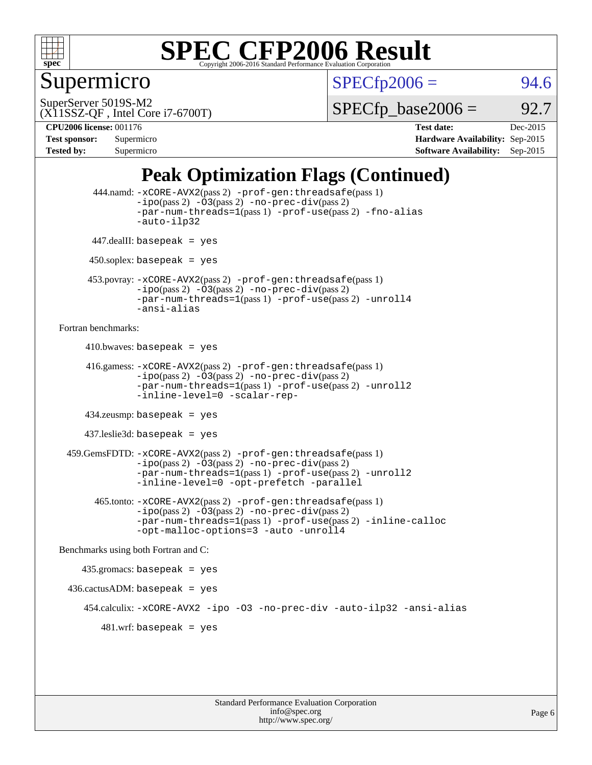# Supermicro

SuperServer 5019S-M2
(X11SSZ-QF , Intel Core i7-6700T)

SPECfp2006 = 94.6

SPECfp_base2006 = 92.7

**CPU2006 license:** 001176
**Test sponsor:** Supermicro
**Tested by:** Supermicro

**Test date:** Dec-2015
**Hardware Availability:** Sep-2015
**Software Availability:** Sep-2015

## Peak Optimization Flags (Continued)

444.namd: -xCORE-AVX2(pass 2) -prof-gen:threadsafe(pass 1) -ipo(pass 2) -O3(pass 2) -no-prec-div(pass 2) -par-num-threads=1(pass 1) -prof-use(pass 2) -fno-alias -auto-ilp32

447.dealII: basepeak = yes

450.soplex: basepeak = yes

453.povray: -xCORE-AVX2(pass 2) -prof-gen:threadsafe(pass 1) -ipo(pass 2) -O3(pass 2) -no-prec-div(pass 2) -par-num-threads=1(pass 1) -prof-use(pass 2) -unroll4 -ansi-alias

Fortran benchmarks:

410.bwaves: basepeak = yes

416.gamess: -xCORE-AVX2(pass 2) -prof-gen:threadsafe(pass 1) -ipo(pass 2) -O3(pass 2) -no-prec-div(pass 2) -par-num-threads=1(pass 1) -prof-use(pass 2) -unroll2 -inline-level=0 -scalar-rep-

434.zeusmp: basepeak = yes

437.leslie3d: basepeak = yes

459.GemsFDTD: -xCORE-AVX2(pass 2) -prof-gen:threadsafe(pass 1) -ipo(pass 2) -O3(pass 2) -no-prec-div(pass 2) -par-num-threads=1(pass 1) -prof-use(pass 2) -unroll2 -inline-level=0 -opt-prefetch -parallel

465.tonto: -xCORE-AVX2(pass 2) -prof-gen:threadsafe(pass 1) -ipo(pass 2) -O3(pass 2) -no-prec-div(pass 2) -par-num-threads=1(pass 1) -prof-use(pass 2) -inline-calloc -opt-malloc-options=3 -auto -unroll4

Benchmarks using both Fortran and C:

435.gromacs: basepeak = yes

436.cactusADM: basepeak = yes

454.calculix: -xCORE-AVX2 -ipo -O3 -no-prec-div -auto-ilp32 -ansi-alias

481.wrf: basepeak = yes

Standard Performance Evaluation Corporation
info@spec.org
http://www.spec.org/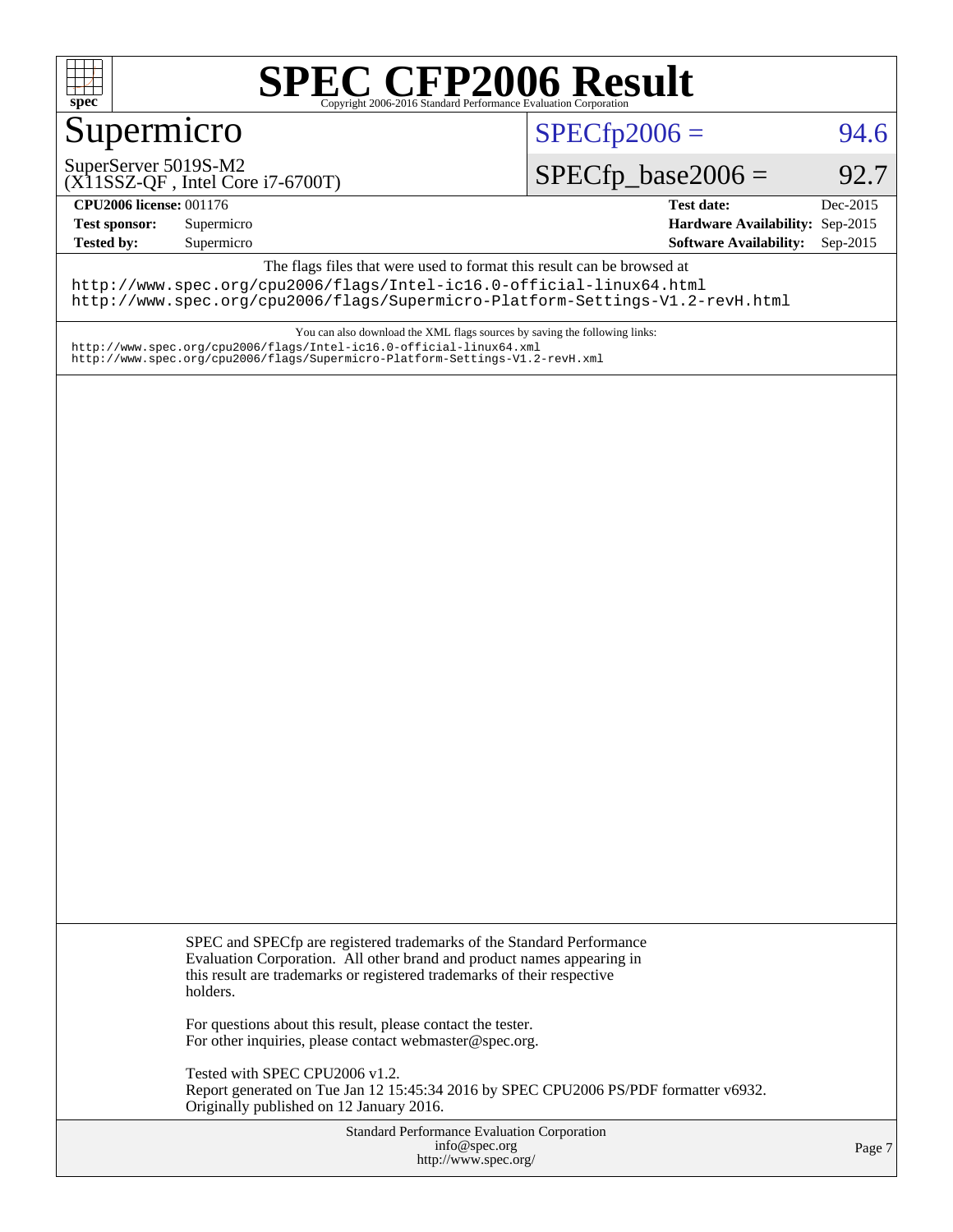# SPEC CFP2006 Result

Copyright 2006-2016 Standard Performance Evaluation Corporation

## Supermicro

SuperServer 5019S-M2
(X11SSZ-QF , Intel Core i7-6700T)

$\text{SPECfp2006} =$ 94.6

$\text{SPECfp\_base2006} =$ 92.7

| | | | |
|---|---|---|---|
| **CPU2006 license:** 001176 | | **Test date:** | Dec-2015 |
| **Test sponsor:** | Supermicro | **Hardware Availability:** | Sep-2015 |
| **Tested by:** | Supermicro | **Software Availability:** | Sep-2015 |

The flags files that were used to format this result can be browsed at

http://www.spec.org/cpu2006/flags/Intel-ic16.0-official-linux64.html
http://www.spec.org/cpu2006/flags/Supermicro-Platform-Settings-V1.2-revH.html

You can also download the XML flags sources by saving the following links:

http://www.spec.org/cpu2006/flags/Intel-ic16.0-official-linux64.xml
http://www.spec.org/cpu2006/flags/Supermicro-Platform-Settings-V1.2-revH.xml

SPEC and SPECfp are registered trademarks of the Standard Performance Evaluation Corporation. All other brand and product names appearing in this result are trademarks or registered trademarks of their respective holders.

For questions about this result, please contact the tester.
For other inquiries, please contact webmaster@spec.org.

Tested with SPEC CPU2006 v1.2.
Report generated on Tue Jan 12 15:45:34 2016 by SPEC CPU2006 PS/PDF formatter v6932.
Originally published on 12 January 2016.

Standard Performance Evaluation Corporation
info@spec.org
http://www.spec.org/